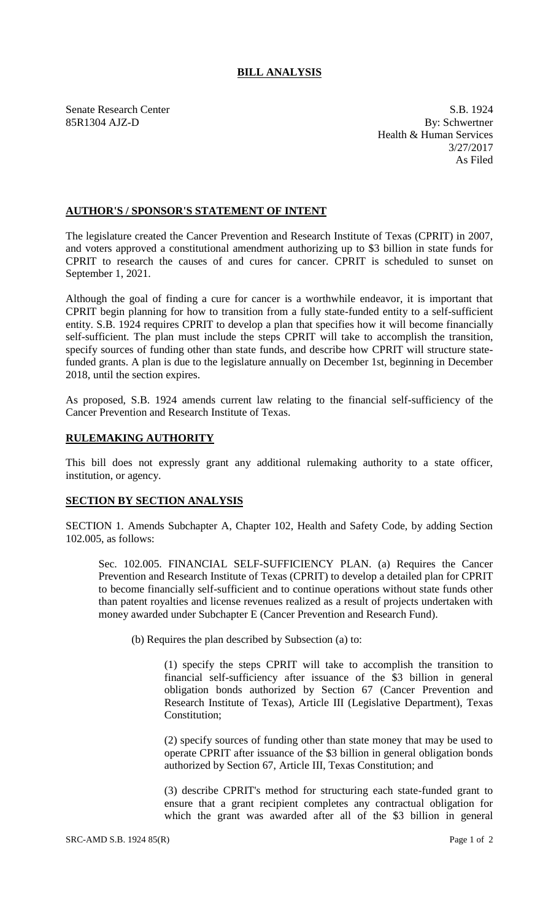# BILL ANALYSIS

Senate Research Center
85R1304 AJZ-D

S.B. 1924
By: Schwertner
Health & Human Services
3/27/2017
As Filed

## AUTHOR'S / SPONSOR'S STATEMENT OF INTENT

The legislature created the Cancer Prevention and Research Institute of Texas (CPRIT) in 2007, and voters approved a constitutional amendment authorizing up to $3 billion in state funds for CPRIT to research the causes of and cures for cancer. CPRIT is scheduled to sunset on September 1, 2021.

Although the goal of finding a cure for cancer is a worthwhile endeavor, it is important that CPRIT begin planning for how to transition from a fully state-funded entity to a self-sufficient entity. S.B. 1924 requires CPRIT to develop a plan that specifies how it will become financially self-sufficient. The plan must include the steps CPRIT will take to accomplish the transition, specify sources of funding other than state funds, and describe how CPRIT will structure state-funded grants. A plan is due to the legislature annually on December 1st, beginning in December 2018, until the section expires.

As proposed, S.B. 1924 amends current law relating to the financial self-sufficiency of the Cancer Prevention and Research Institute of Texas.

## RULEMAKING AUTHORITY

This bill does not expressly grant any additional rulemaking authority to a state officer, institution, or agency.

## SECTION BY SECTION ANALYSIS

SECTION 1. Amends Subchapter A, Chapter 102, Health and Safety Code, by adding Section 102.005, as follows:

Sec. 102.005. FINANCIAL SELF-SUFFICIENCY PLAN. (a) Requires the Cancer Prevention and Research Institute of Texas (CPRIT) to develop a detailed plan for CPRIT to become financially self-sufficient and to continue operations without state funds other than patent royalties and license revenues realized as a result of projects undertaken with money awarded under Subchapter E (Cancer Prevention and Research Fund).

(b) Requires the plan described by Subsection (a) to:

(1) specify the steps CPRIT will take to accomplish the transition to financial self-sufficiency after issuance of the $3 billion in general obligation bonds authorized by Section 67 (Cancer Prevention and Research Institute of Texas), Article III (Legislative Department), Texas Constitution;

(2) specify sources of funding other than state money that may be used to operate CPRIT after issuance of the $3 billion in general obligation bonds authorized by Section 67, Article III, Texas Constitution; and

(3) describe CPRIT's method for structuring each state-funded grant to ensure that a grant recipient completes any contractual obligation for which the grant was awarded after all of the $3 billion in general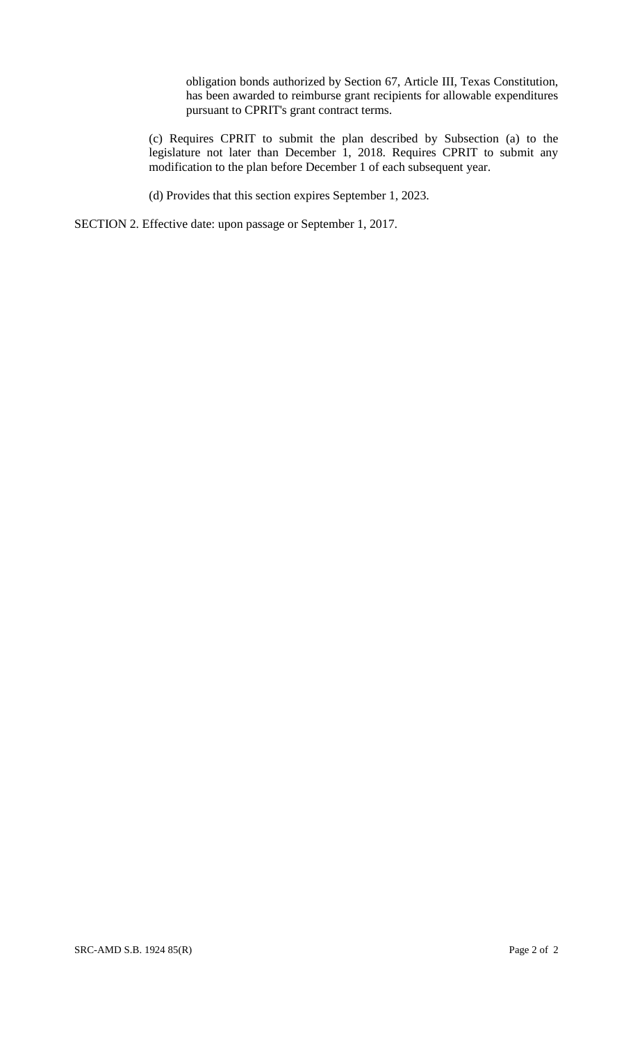obligation bonds authorized by Section 67, Article III, Texas Constitution, has been awarded to reimburse grant recipients for allowable expenditures pursuant to CPRIT's grant contract terms.

(c) Requires CPRIT to submit the plan described by Subsection (a) to the legislature not later than December 1, 2018. Requires CPRIT to submit any modification to the plan before December 1 of each subsequent year.

(d) Provides that this section expires September 1, 2023.

SECTION 2. Effective date: upon passage or September 1, 2017.